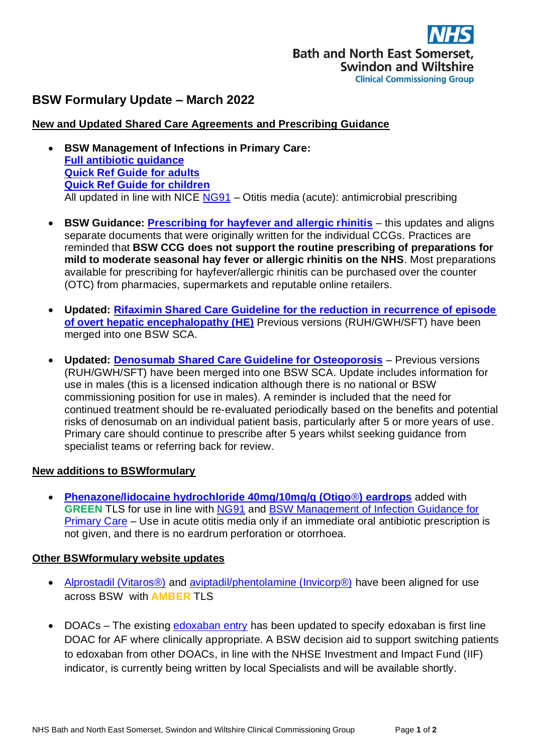Bath and North East Somerset, Swindon and Wiltshire Clinical Commissioning Group

# BSW Formulary Update – March 2022

## New and Updated Shared Care Agreements and Prescribing Guidance

- **BSW Management of Infections in Primary Care:**
  **Full antibiotic guidance**
  **Quick Ref Guide for adults**
  **Quick Ref Guide for children**
  All updated in line with NICE NG91 – Otitis media (acute): antimicrobial prescribing

- **BSW Guidance: Prescribing for hayfever and allergic rhinitis** – this updates and aligns separate documents that were originally written for the individual CCGs. Practices are reminded that **BSW CCG does not support the routine prescribing of preparations for mild to moderate seasonal hay fever or allergic rhinitis on the NHS**. Most preparations available for prescribing for hayfever/allergic rhinitis can be purchased over the counter (OTC) from pharmacies, supermarkets and reputable online retailers.

- **Updated: Rifaximin Shared Care Guideline for the reduction in recurrence of episode of overt hepatic encephalopathy (HE)** Previous versions (RUH/GWH/SFT) have been merged into one BSW SCA.

- **Updated: Denosumab Shared Care Guideline for Osteoporosis** – Previous versions (RUH/GWH/SFT) have been merged into one BSW SCA. Update includes information for use in males (this is a licensed indication although there is no national or BSW commissioning position for use in males). A reminder is included that the need for continued treatment should be re-evaluated periodically based on the benefits and potential risks of denosumab on an individual patient basis, particularly after 5 or more years of use. Primary care should continue to prescribe after 5 years whilst seeking guidance from specialist teams or referring back for review.

## New additions to BSWformulary

- **Phenazone/lidocaine hydrochloride 40mg/10mg/g (Otigo®) eardrops** added with **GREEN** TLS for use in line with NG91 and BSW Management of Infection Guidance for Primary Care – Use in acute otitis media only if an immediate oral antibiotic prescription is not given, and there is no eardrum perforation or otorrhoea.

## Other BSWformulary website updates

- Alprostadil (Vitaros®) and aviptadil/phentolamine (Invicorp®) have been aligned for use across BSW with **AMBER** TLS

- DOACs – The existing edoxaban entry has been updated to specify edoxaban is first line DOAC for AF where clinically appropriate. A BSW decision aid to support switching patients to edoxaban from other DOACs, in line with the NHSE Investment and Impact Fund (IIF) indicator, is currently being written by local Specialists and will be available shortly.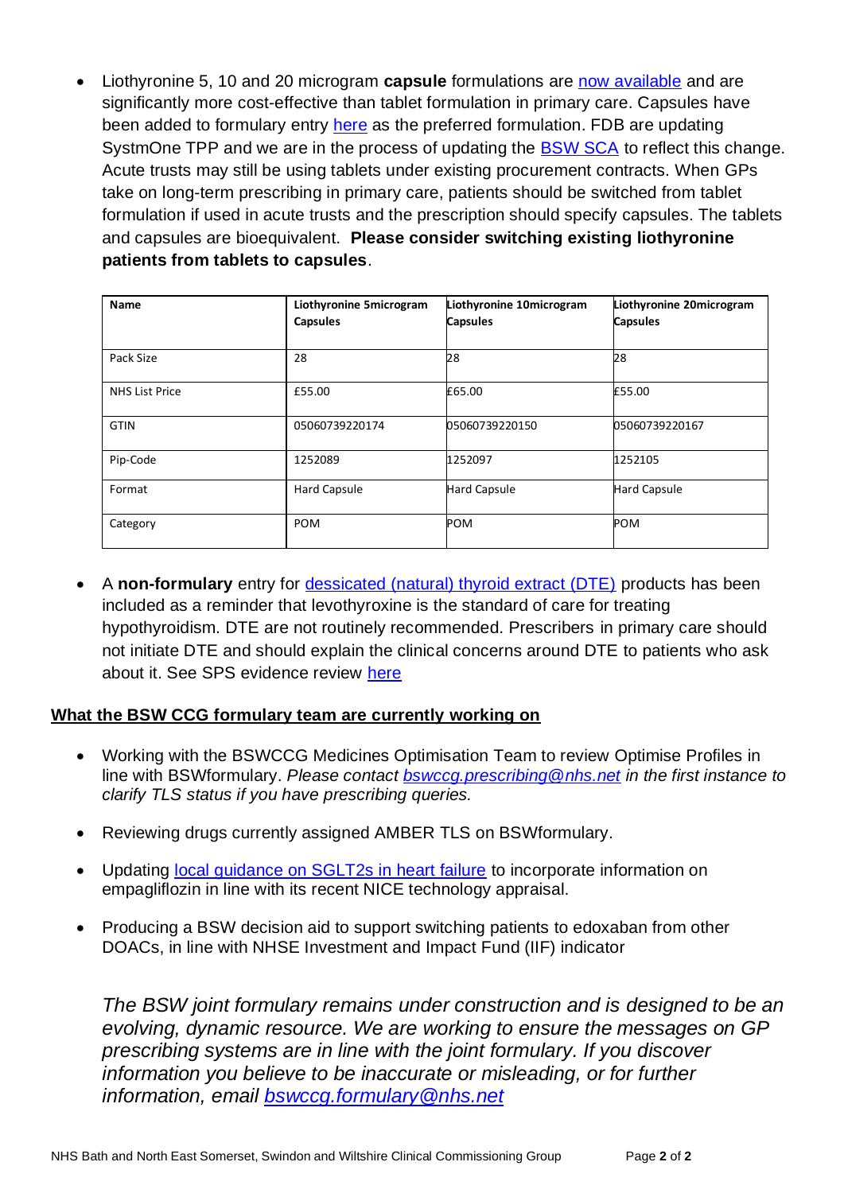- Liothyronine 5, 10 and 20 microgram **capsule** formulations are now available and are significantly more cost-effective than tablet formulation in primary care. Capsules have been added to formulary entry here as the preferred formulation. FDB are updating SystmOne TPP and we are in the process of updating the BSW SCA to reflect this change. Acute trusts may still be using tablets under existing procurement contracts. When GPs take on long-term prescribing in primary care, patients should be switched from tablet formulation if used in acute trusts and the prescription should specify capsules. The tablets and capsules are bioequivalent. **Please consider switching existing liothyronine patients from tablets to capsules**.

| Name | Liothyronine 5microgram Capsules | Liothyronine 10microgram Capsules | Liothyronine 20microgram Capsules |
|---|---|---|---|
| Pack Size | 28 | 28 | 28 |
| NHS List Price | £55.00 | £65.00 | £55.00 |
| GTIN | 05060739220174 | 05060739220150 | 05060739220167 |
| Pip-Code | 1252089 | 1252097 | 1252105 |
| Format | Hard Capsule | Hard Capsule | Hard Capsule |
| Category | POM | POM | POM |

- A **non-formulary** entry for dessicated (natural) thyroid extract (DTE) products has been included as a reminder that levothyroxine is the standard of care for treating hypothyroidism. DTE are not routinely recommended. Prescribers in primary care should not initiate DTE and should explain the clinical concerns around DTE to patients who ask about it. See SPS evidence review here

## What the BSW CCG formulary team are currently working on

- Working with the BSWCCG Medicines Optimisation Team to review Optimise Profiles in line with BSWformulary. *Please contact bswccg.prescribing@nhs.net in the first instance to clarify TLS status if you have prescribing queries.*
- Reviewing drugs currently assigned AMBER TLS on BSWformulary.
- Updating local guidance on SGLT2s in heart failure to incorporate information on empagliflozin in line with its recent NICE technology appraisal.
- Producing a BSW decision aid to support switching patients to edoxaban from other DOACs, in line with NHSE Investment and Impact Fund (IIF) indicator

*The BSW joint formulary remains under construction and is designed to be an evolving, dynamic resource. We are working to ensure the messages on GP prescribing systems are in line with the joint formulary. If you discover information you believe to be inaccurate or misleading, or for further information, email bswccg.formulary@nhs.net*